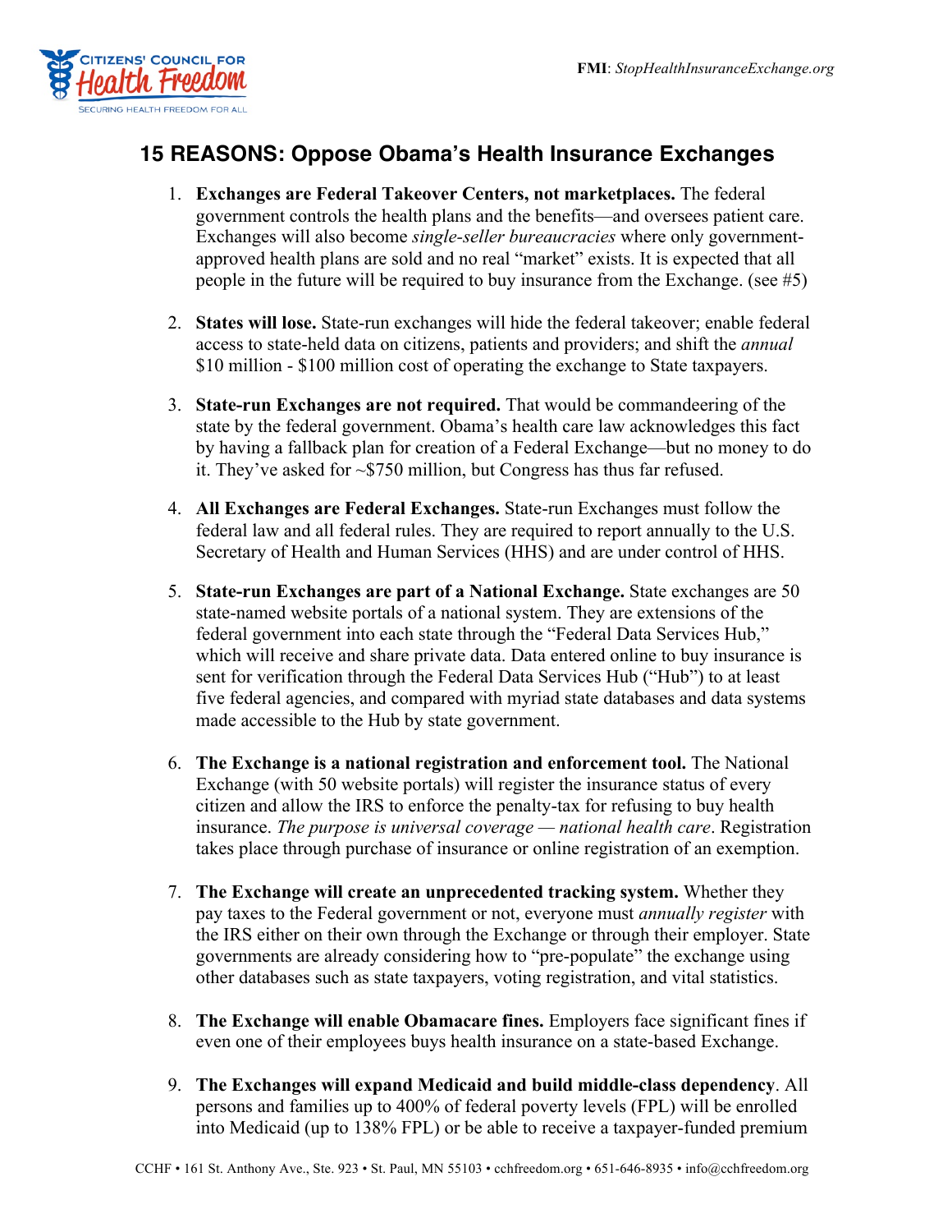CITIZENS' COUNCIL FOR **Health Freedom**
SECURING HEALTH FREEDOM FOR ALL

**FMI**: *StopHealthInsuranceExchange.org*

## 15 REASONS: Oppose Obama's Health Insurance Exchanges

1. **Exchanges are Federal Takeover Centers, not marketplaces.** The federal government controls the health plans and the benefits—and oversees patient care. Exchanges will also become *single-seller bureaucracies* where only government-approved health plans are sold and no real "market" exists. It is expected that all people in the future will be required to buy insurance from the Exchange. (see #5)

2. **States will lose.** State-run exchanges will hide the federal takeover; enable federal access to state-held data on citizens, patients and providers; and shift the *annual* $10 million - $100 million cost of operating the exchange to State taxpayers.

3. **State-run Exchanges are not required.** That would be commandeering of the state by the federal government. Obama's health care law acknowledges this fact by having a fallback plan for creation of a Federal Exchange—but no money to do it. They've asked for ~$750 million, but Congress has thus far refused.

4. **All Exchanges are Federal Exchanges.** State-run Exchanges must follow the federal law and all federal rules. They are required to report annually to the U.S. Secretary of Health and Human Services (HHS) and are under control of HHS.

5. **State-run Exchanges are part of a National Exchange.** State exchanges are 50 state-named website portals of a national system. They are extensions of the federal government into each state through the "Federal Data Services Hub," which will receive and share private data. Data entered online to buy insurance is sent for verification through the Federal Data Services Hub ("Hub") to at least five federal agencies, and compared with myriad state databases and data systems made accessible to the Hub by state government.

6. **The Exchange is a national registration and enforcement tool.** The National Exchange (with 50 website portals) will register the insurance status of every citizen and allow the IRS to enforce the penalty-tax for refusing to buy health insurance. *The purpose is universal coverage — national health care*. Registration takes place through purchase of insurance or online registration of an exemption.

7. **The Exchange will create an unprecedented tracking system.** Whether they pay taxes to the Federal government or not, everyone must *annually register* with the IRS either on their own through the Exchange or through their employer. State governments are already considering how to "pre-populate" the exchange using other databases such as state taxpayers, voting registration, and vital statistics.

8. **The Exchange will enable Obamacare fines.** Employers face significant fines if even one of their employees buys health insurance on a state-based Exchange.

9. **The Exchanges will expand Medicaid and build middle-class dependency**. All persons and families up to 400% of federal poverty levels (FPL) will be enrolled into Medicaid (up to 138% FPL) or be able to receive a taxpayer-funded premium

CCHF • 161 St. Anthony Ave., Ste. 923 • St. Paul, MN 55103 • cchfreedom.org • 651-646-8935 • info@cchfreedom.org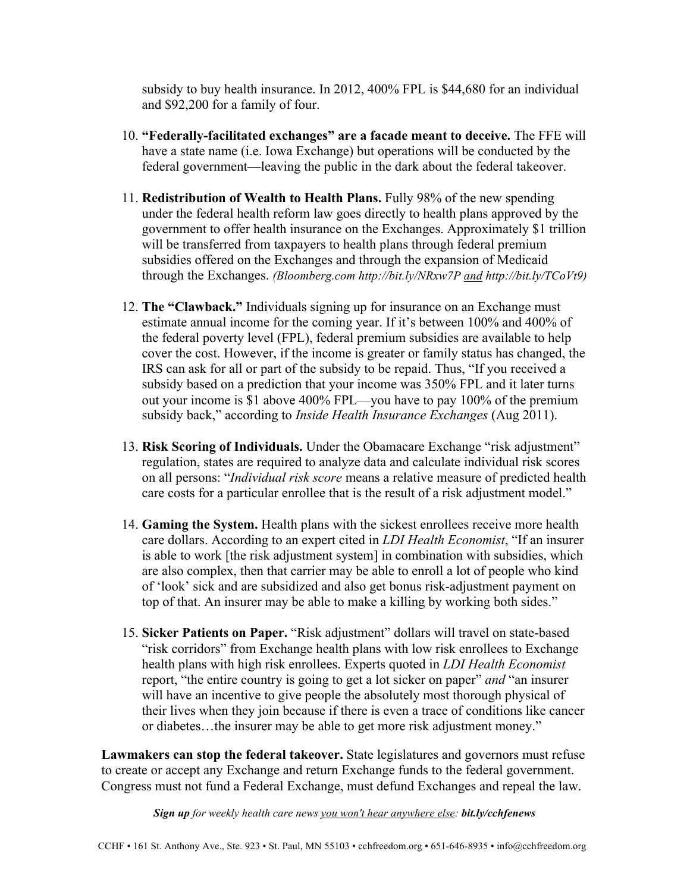subsidy to buy health insurance. In 2012, 400% FPL is $44,680 for an individual and $92,200 for a family of four.

10. **"Federally-facilitated exchanges" are a facade meant to deceive.** The FFE will have a state name (i.e. Iowa Exchange) but operations will be conducted by the federal government—leaving the public in the dark about the federal takeover.

11. **Redistribution of Wealth to Health Plans.** Fully 98% of the new spending under the federal health reform law goes directly to health plans approved by the government to offer health insurance on the Exchanges. Approximately $1 trillion will be transferred from taxpayers to health plans through federal premium subsidies offered on the Exchanges and through the expansion of Medicaid through the Exchanges. *(Bloomberg.com http://bit.ly/NRxw7P and http://bit.ly/TCoVt9)*

12. **The "Clawback."** Individuals signing up for insurance on an Exchange must estimate annual income for the coming year. If it's between 100% and 400% of the federal poverty level (FPL), federal premium subsidies are available to help cover the cost. However, if the income is greater or family status has changed, the IRS can ask for all or part of the subsidy to be repaid. Thus, "If you received a subsidy based on a prediction that your income was 350% FPL and it later turns out your income is $1 above 400% FPL—you have to pay 100% of the premium subsidy back," according to *Inside Health Insurance Exchanges* (Aug 2011).

13. **Risk Scoring of Individuals.** Under the Obamacare Exchange "risk adjustment" regulation, states are required to analyze data and calculate individual risk scores on all persons: "*Individual risk score* means a relative measure of predicted health care costs for a particular enrollee that is the result of a risk adjustment model."

14. **Gaming the System.** Health plans with the sickest enrollees receive more health care dollars. According to an expert cited in *LDI Health Economist*, "If an insurer is able to work [the risk adjustment system] in combination with subsidies, which are also complex, then that carrier may be able to enroll a lot of people who kind of 'look' sick and are subsidized and also get bonus risk-adjustment payment on top of that. An insurer may be able to make a killing by working both sides."

15. **Sicker Patients on Paper.** "Risk adjustment" dollars will travel on state-based "risk corridors" from Exchange health plans with low risk enrollees to Exchange health plans with high risk enrollees. Experts quoted in *LDI Health Economist* report, "the entire country is going to get a lot sicker on paper" *and* "an insurer will have an incentive to give people the absolutely most thorough physical of their lives when they join because if there is even a trace of conditions like cancer or diabetes…the insurer may be able to get more risk adjustment money."

**Lawmakers can stop the federal takeover.** State legislatures and governors must refuse to create or accept any Exchange and return Exchange funds to the federal government. Congress must not fund a Federal Exchange, must defund Exchanges and repeal the law.

***Sign up*** *for weekly health care news you won't hear anywhere else:* ***bit.ly/cchfenews***

CCHF • 161 St. Anthony Ave., Ste. 923 • St. Paul, MN 55103 • cchfreedom.org • 651-646-8935 • info@cchfreedom.org